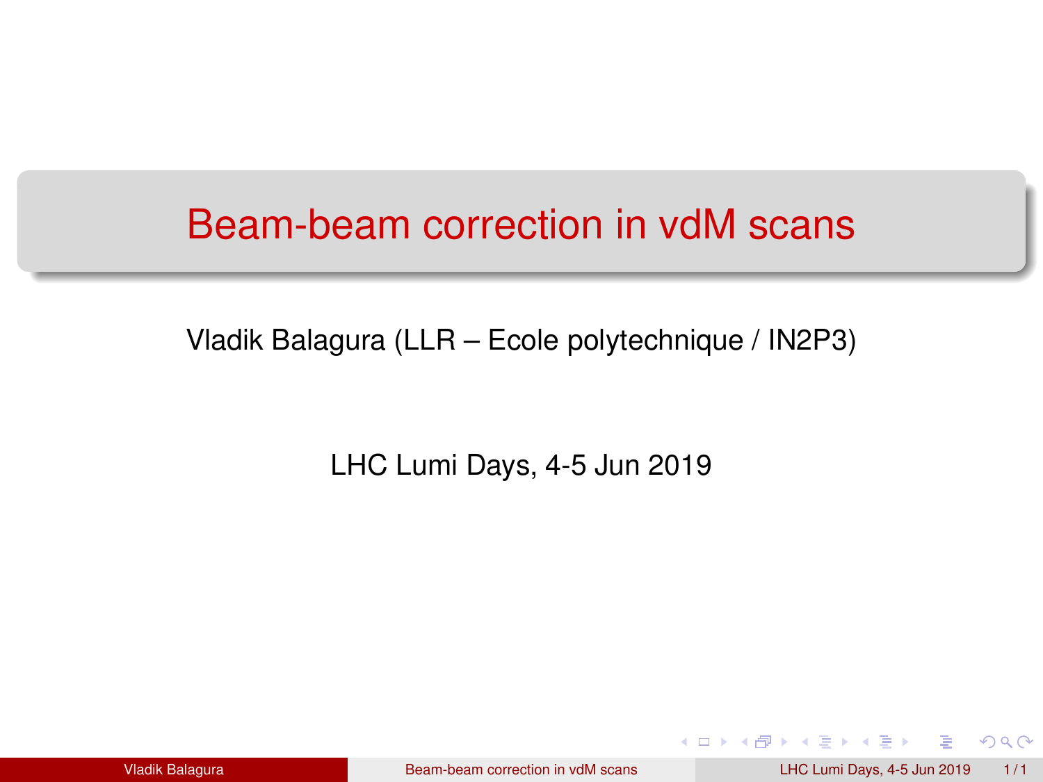# Beam-beam correction in vdM scans

Vladik Balagura (LLR – Ecole polytechnique / IN2P3)

LHC Lumi Days, 4-5 Jun 2019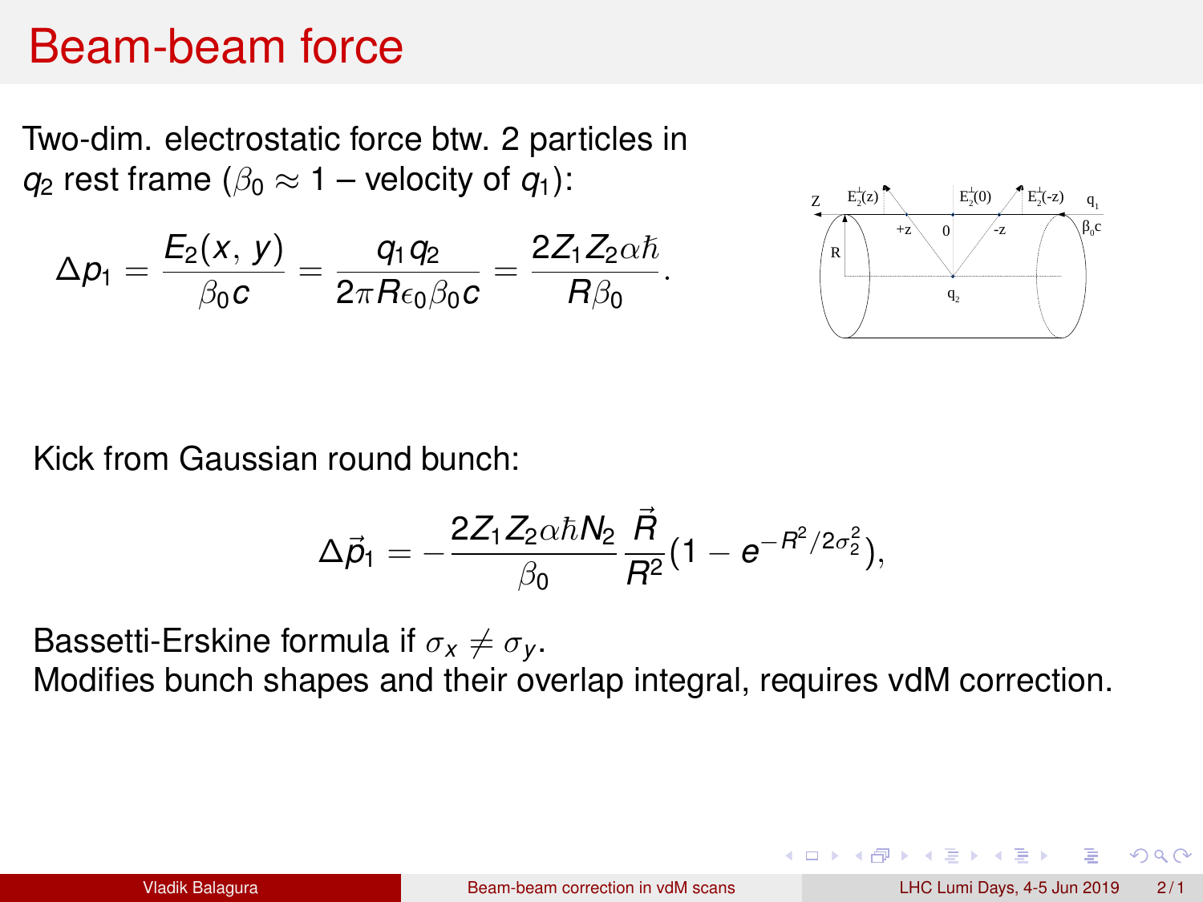# Beam-beam force

Two-dim. electrostatic force btw. 2 particles in $q_2$ rest frame ($\beta_0 \approx 1$ – velocity of $q_1$):

$$\Delta p_1 = \frac{E_2(x,\, y)}{\beta_0 c} = \frac{q_1 q_2}{2\pi R \epsilon_0 \beta_0 c} = \frac{2 Z_1 Z_2 \alpha \hbar}{R \beta_0}.$$

Kick from Gaussian round bunch:

$$\Delta \vec{p}_1 = -\frac{2 Z_1 Z_2 \alpha \hbar N_2}{\beta_0} \frac{\vec{R}}{R^2} (1 - e^{-R^2/2\sigma_2^2}),$$

Bassetti-Erskine formula if $\sigma_x \neq \sigma_y$.
Modifies bunch shapes and their overlap integral, requires vdM correction.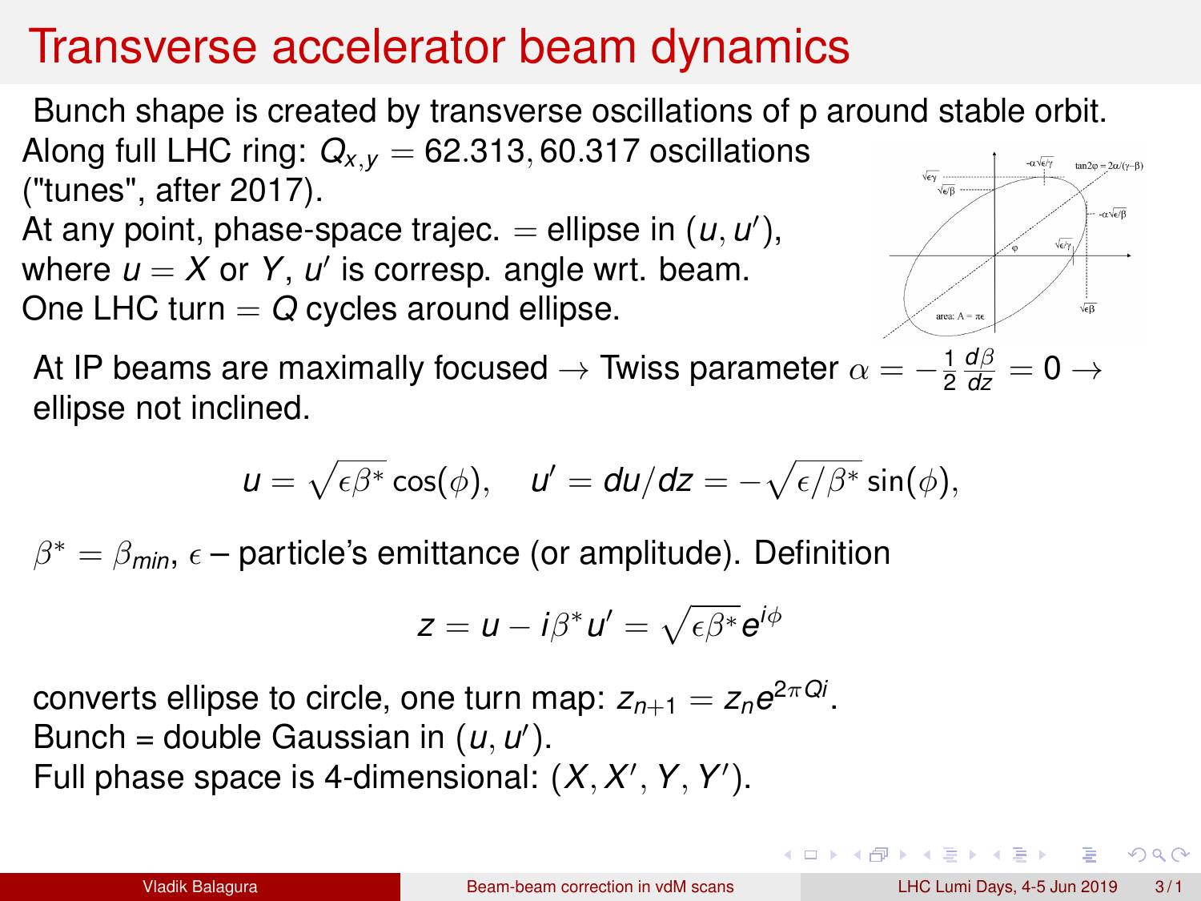# Transverse accelerator beam dynamics

Bunch shape is created by transverse oscillations of p around stable orbit.

Along full LHC ring: $Q_{x,y} = 62.313, 60.317$ oscillations ("tunes", after 2017).

At any point, phase-space trajec. = ellipse in $(u, u')$, where $u = X$ or $Y$, $u'$ is corresp. angle wrt. beam.

One LHC turn = $Q$ cycles around ellipse.

At IP beams are maximally focused → Twiss parameter $\alpha = -\frac{1}{2}\frac{d\beta}{dz} = 0$ → ellipse not inclined.

$$u = \sqrt{\epsilon\beta^*}\cos(\phi), \quad u' = du/dz = -\sqrt{\epsilon/\beta^*}\sin(\phi),$$

$\beta^* = \beta_{min}$, $\epsilon$ – particle's emittance (or amplitude). Definition

$$z = u - i\beta^* u' = \sqrt{\epsilon\beta^*}e^{i\phi}$$

converts ellipse to circle, one turn map: $z_{n+1} = z_n e^{2\pi Qi}$.

Bunch = double Gaussian in $(u, u')$.

Full phase space is 4-dimensional: $(X, X', Y, Y')$.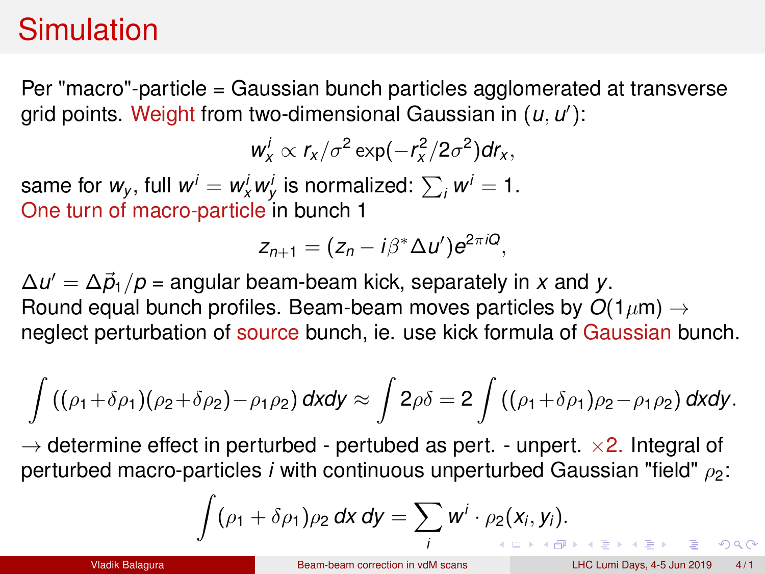# Simulation

Per "macro"-particle = Gaussian bunch particles agglomerated at transverse grid points. Weight from two-dimensional Gaussian in $(u, u')$:

$$w_x^i \propto r_x/\sigma^2 \exp(-r_x^2/2\sigma^2) dr_x,$$

same for $w_y$, full $w^i = w_x^i w_y^i$ is normalized: $\sum_i w^i = 1$.
One turn of macro-particle in bunch 1

$$z_{n+1} = (z_n - i\beta^* \Delta u')e^{2\pi i Q},$$

$\Delta u' = \Delta \vec{p}_1/p$ = angular beam-beam kick, separately in $x$ and $y$.
Round equal bunch profiles. Beam-beam moves particles by $O(1\mu\text{m}) \rightarrow$ neglect perturbation of source bunch, ie. use kick formula of Gaussian bunch.

$$\int ((\rho_1 + \delta\rho_1)(\rho_2 + \delta\rho_2) - \rho_1\rho_2)\, dxdy \approx \int 2\rho\delta = 2\int ((\rho_1 + \delta\rho_1)\rho_2 - \rho_1\rho_2)\, dxdy.$$

$\rightarrow$ determine effect in perturbed - pertubed as pert. - unpert. $\times 2$. Integral of perturbed macro-particles $i$ with continuous unperturbed Gaussian "field" $\rho_2$:

$$\int (\rho_1 + \delta\rho_1)\rho_2\, dx\, dy = \sum_i w^i \cdot \rho_2(x_i, y_i).$$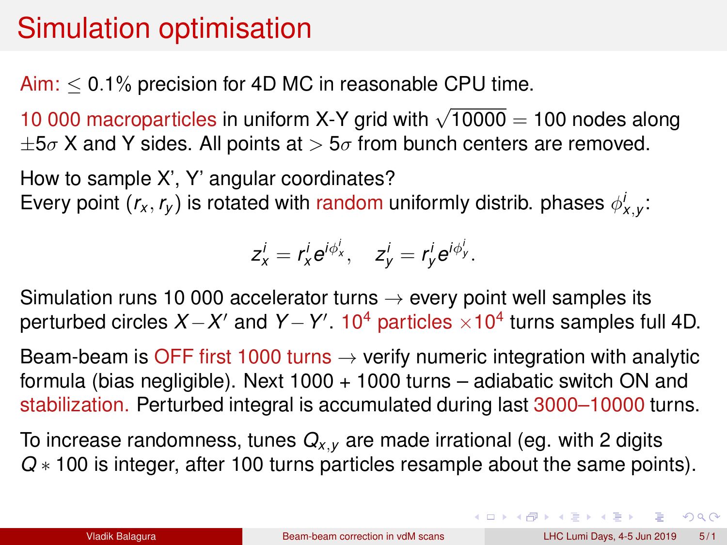# Simulation optimisation

Aim: $\leq 0.1\%$ precision for 4D MC in reasonable CPU time.

10 000 macroparticles in uniform X-Y grid with $\sqrt{10000} = 100$ nodes along $\pm 5\sigma$ X and Y sides. All points at $> 5\sigma$ from bunch centers are removed.

How to sample X', Y' angular coordinates?
Every point $(r_x, r_y)$ is rotated with random uniformly distrib. phases $\phi^i_{x,y}$:

$$z^i_x = r^i_x e^{i\phi^i_x}, \quad z^i_y = r^i_y e^{i\phi^i_y}.$$

Simulation runs 10 000 accelerator turns $\rightarrow$ every point well samples its perturbed circles $X - X'$ and $Y - Y'$. $10^4$ particles $\times 10^4$ turns samples full 4D.

Beam-beam is OFF first 1000 turns $\rightarrow$ verify numeric integration with analytic formula (bias negligible). Next 1000 + 1000 turns – adiabatic switch ON and stabilization. Perturbed integral is accumulated during last 3000–10000 turns.

To increase randomness, tunes $Q_{x,y}$ are made irrational (eg. with 2 digits $Q * 100$ is integer, after 100 turns particles resample about the same points).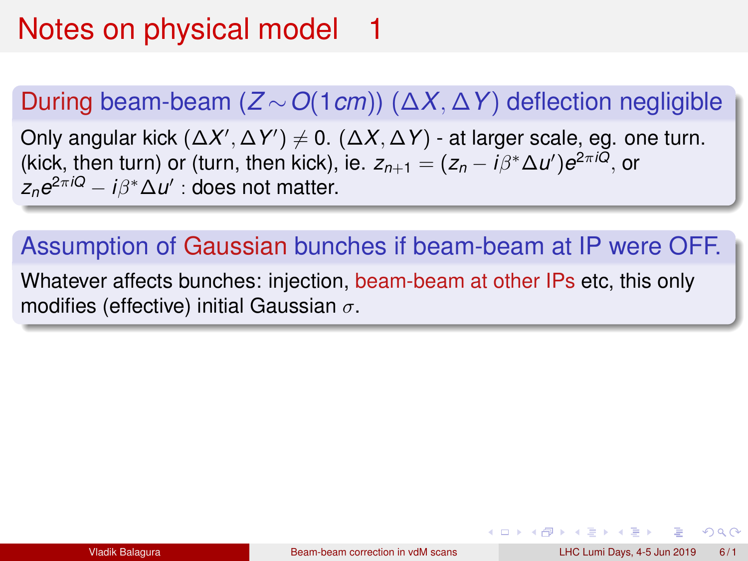# Notes on physical model 1

## During beam-beam ($Z \sim O(1cm)$) ($\Delta X, \Delta Y$) deflection negligible

Only angular kick $(\Delta X', \Delta Y') \neq 0$. $(\Delta X, \Delta Y)$ - at larger scale, eg. one turn. (kick, then turn) or (turn, then kick), ie. $z_{n+1} = (z_n - i\beta^* \Delta u')e^{2\pi iQ}$, or $z_n e^{2\pi iQ} - i\beta^* \Delta u'$ : does not matter.

## Assumption of Gaussian bunches if beam-beam at IP were OFF.

Whatever affects bunches: injection, beam-beam at other IPs etc, this only modifies (effective) initial Gaussian $\sigma$.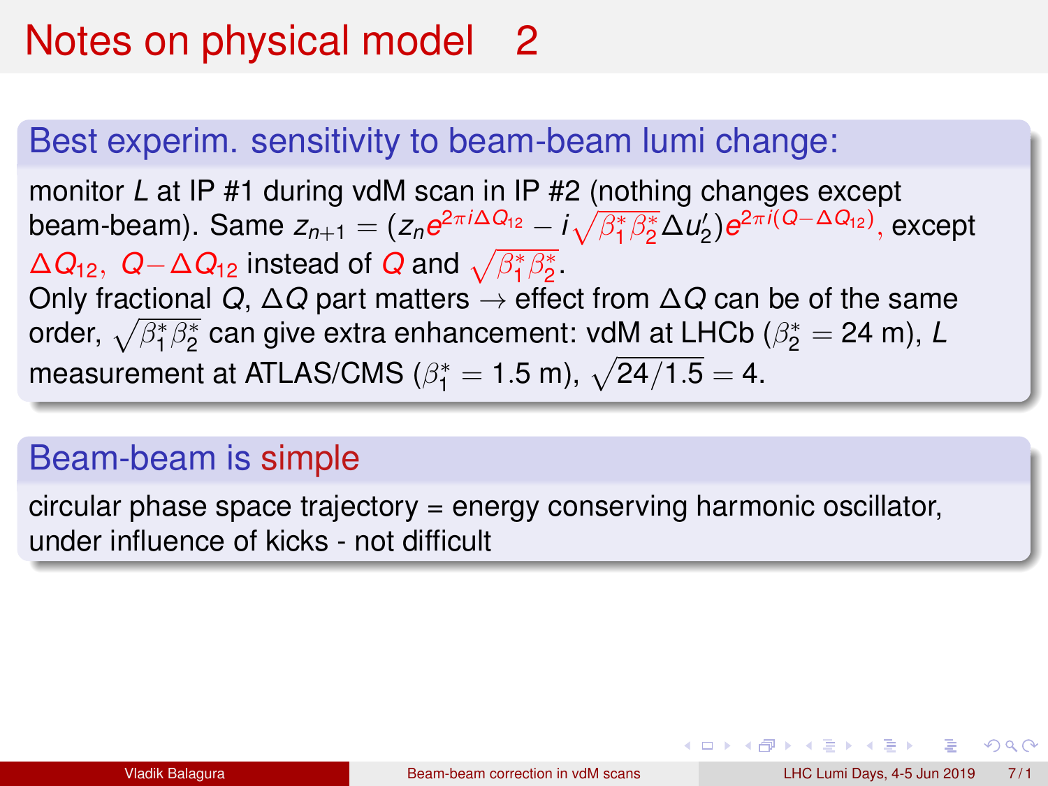# Notes on physical model 2

## Best experim. sensitivity to beam-beam lumi change:

monitor $L$ at IP #1 during vdM scan in IP #2 (nothing changes except beam-beam). Same $z_{n+1} = (z_n e^{2\pi i \Delta Q_{12}} - i\sqrt{\beta_1^* \beta_2^*}\Delta u_2')e^{2\pi i (Q - \Delta Q_{12})}$, except $\Delta Q_{12},\ Q - \Delta Q_{12}$ instead of $Q$ and $\sqrt{\beta_1^* \beta_2^*}$.

Only fractional $Q$, $\Delta Q$ part matters $\rightarrow$ effect from $\Delta Q$ can be of the same order, $\sqrt{\beta_1^* \beta_2^*}$ can give extra enhancement: vdM at LHCb ($\beta_2^* = 24$ m), $L$ measurement at ATLAS/CMS ($\beta_1^* = 1.5$ m), $\sqrt{24/1.5} = 4$.

## Beam-beam is simple

circular phase space trajectory = energy conserving harmonic oscillator, under influence of kicks - not difficult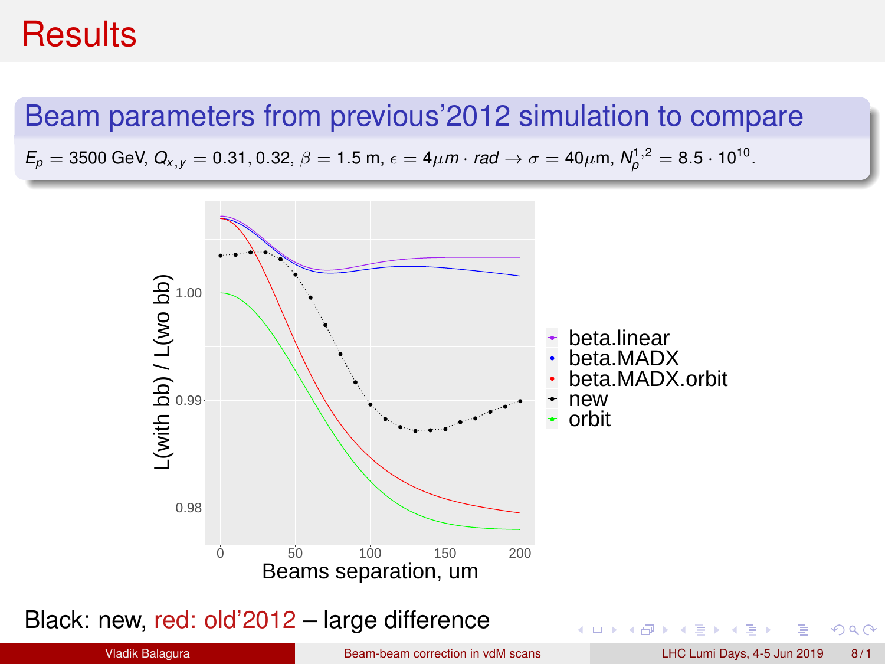# Results

## Beam parameters from previous'2012 simulation to compare

$E_p = 3500$ GeV, $Q_{x,y} = 0.31, 0.32$, $\beta = 1.5$ m, $\epsilon = 4\mu m \cdot rad \rightarrow \sigma = 40\mu$m, $N_p^{1,2} = 8.5 \cdot 10^{10}$.

Black: new, red: old'2012 – large difference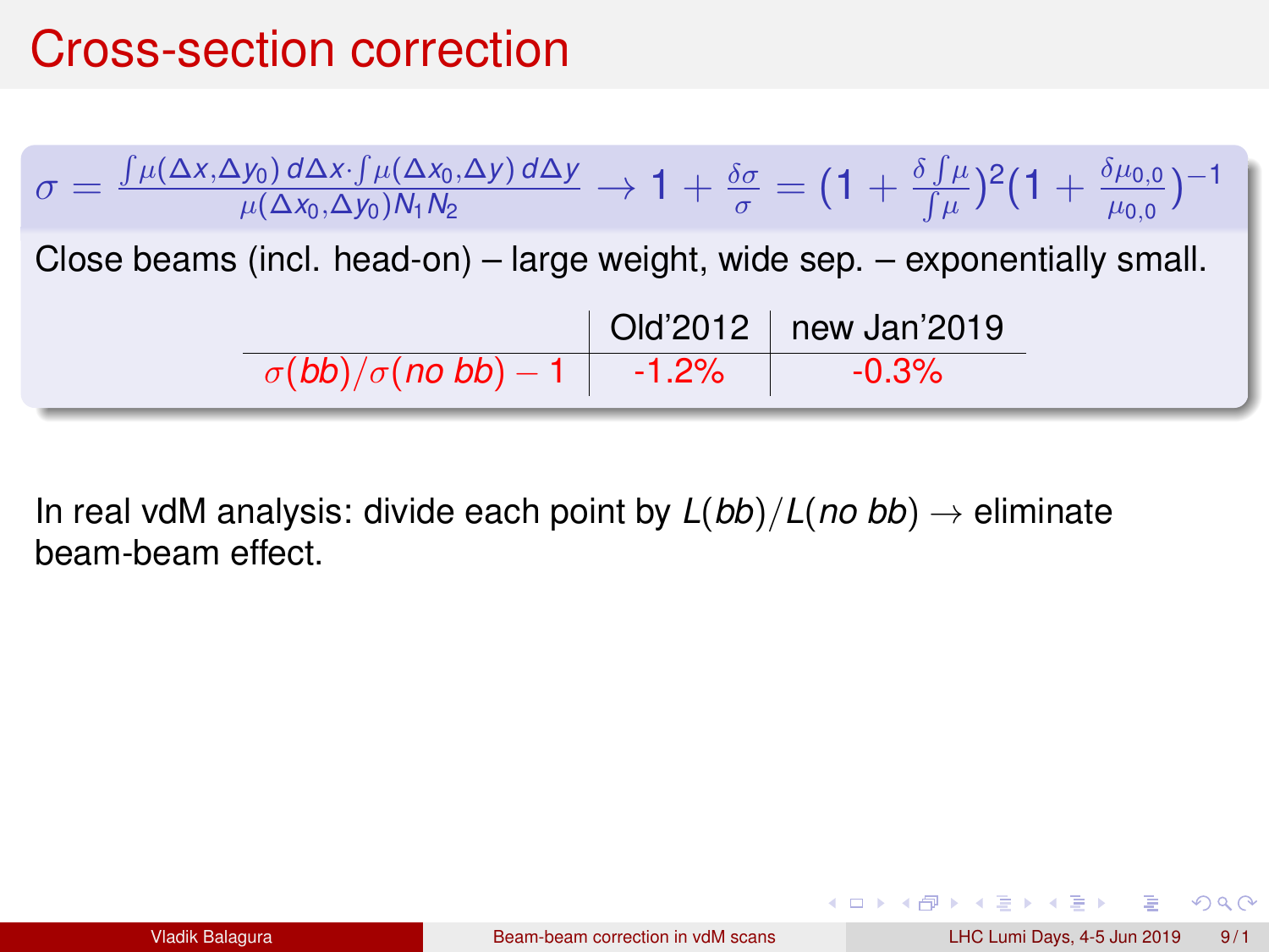# Cross-section correction

$$\sigma = \frac{\int \mu(\Delta x, \Delta y_0)\, d\Delta x \cdot \int \mu(\Delta x_0, \Delta y)\, d\Delta y}{\mu(\Delta x_0, \Delta y_0) N_1 N_2} \rightarrow 1 + \frac{\delta\sigma}{\sigma} = (1 + \frac{\delta \int \mu}{\int \mu})^2 (1 + \frac{\delta \mu_{0,0}}{\mu_{0,0}})^{-1}$$

Close beams (incl. head-on) – large weight, wide sep. – exponentially small.

| | Old'2012 | new Jan'2019 |
|---|---|---|
| $\sigma(bb)/\sigma(no\ bb) - 1$ | -1.2% | -0.3% |

In real vdM analysis: divide each point by $L(bb)/L(no\ bb) \rightarrow$ eliminate beam-beam effect.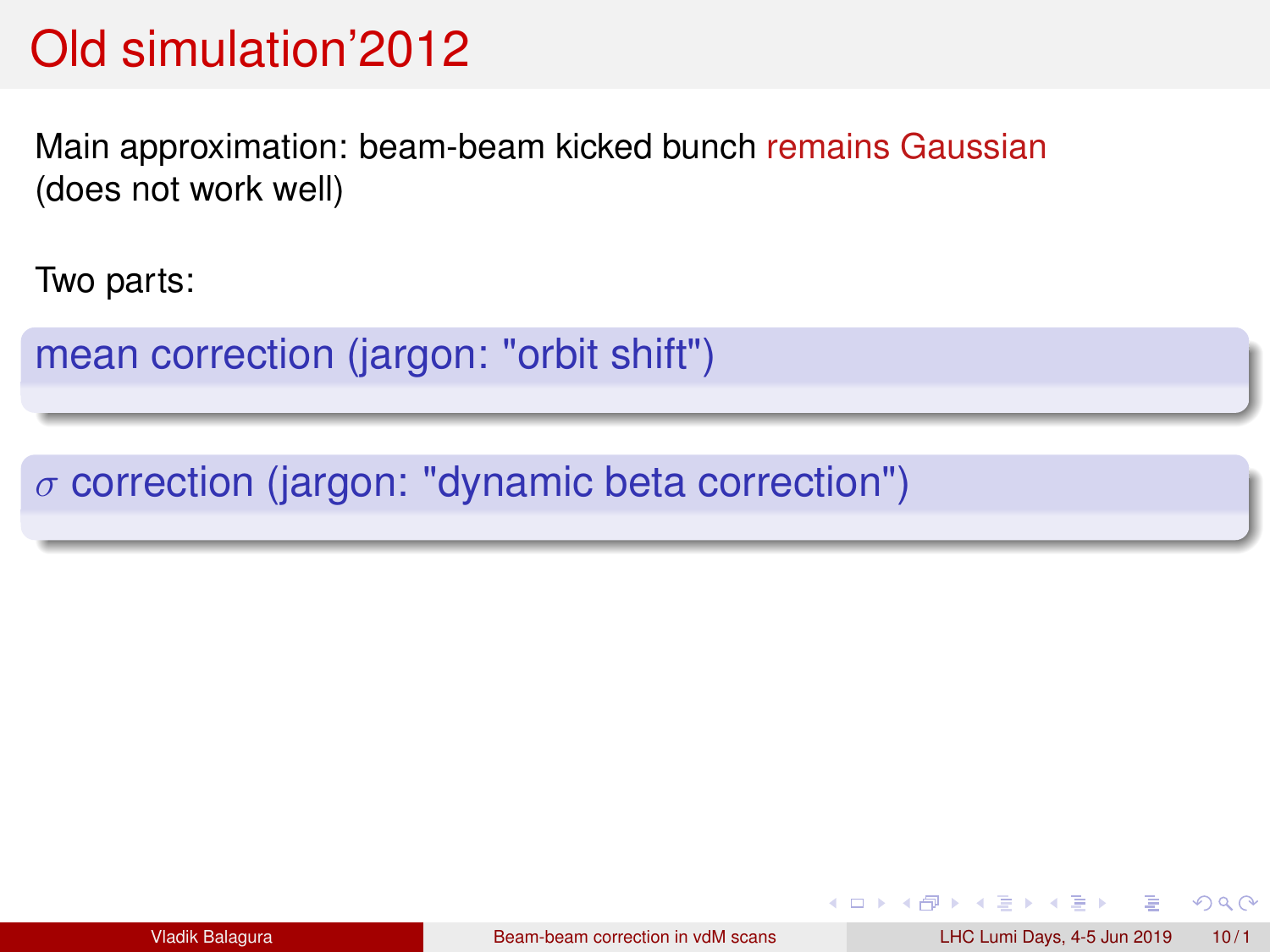# Old simulation'2012

Main approximation: beam-beam kicked bunch remains Gaussian (does not work well)

Two parts:

**mean correction (jargon: "orbit shift")**

**$\sigma$ correction (jargon: "dynamic beta correction")**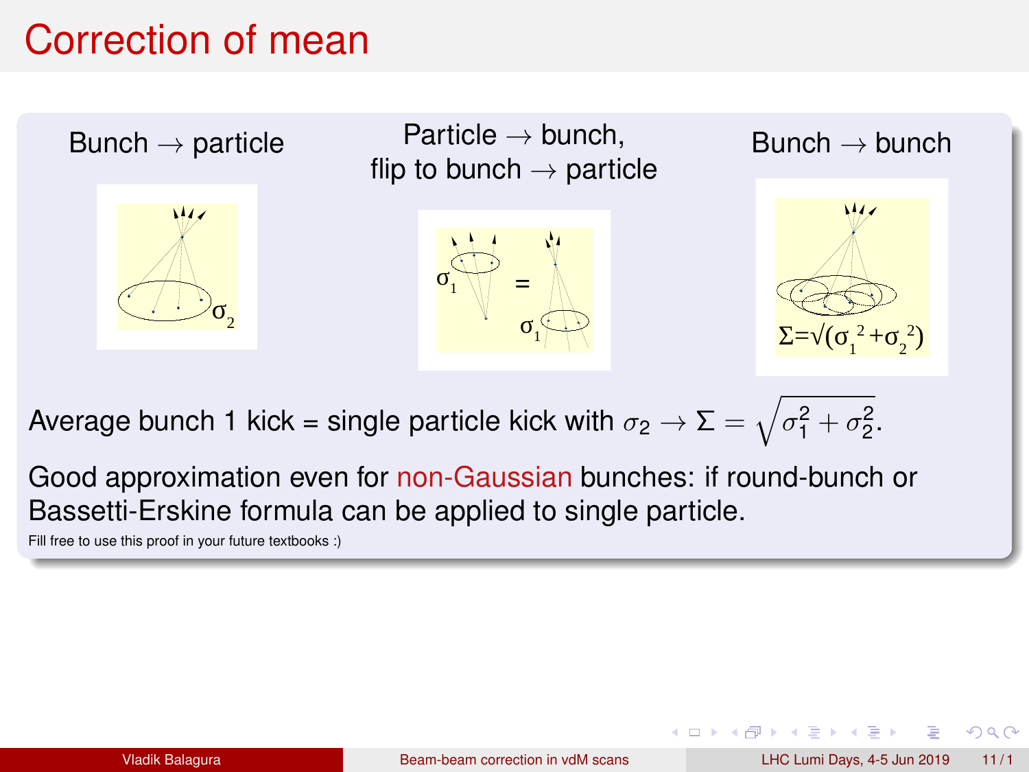# Correction of mean

Bunch → particle

Particle → bunch,
flip to bunch → particle

Bunch → bunch

$\sigma_2$

$\sigma_1$ = $\sigma_1$

$\Sigma=\sqrt{(\sigma_1^2+\sigma_2^2)}$

Average bunch 1 kick = single particle kick with $\sigma_2 \to \Sigma = \sqrt{\sigma_1^2 + \sigma_2^2}$.

Good approximation even for non-Gaussian bunches: if round-bunch or Bassetti-Erskine formula can be applied to single particle.

Fill free to use this proof in your future textbooks :)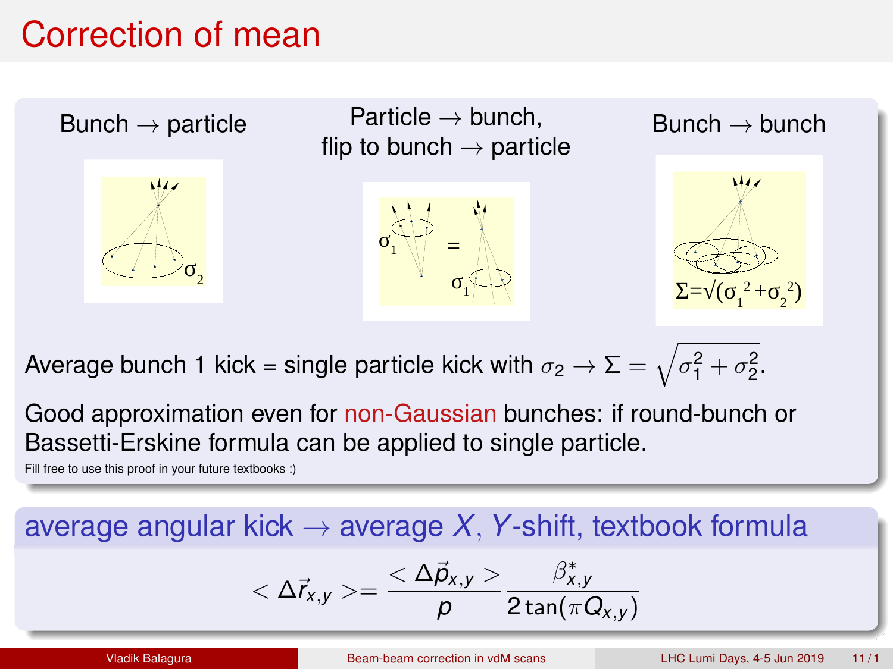# Correction of mean

Bunch → particle

Particle → bunch, flip to bunch → particle

Bunch → bunch

$\sigma_2$

$\sigma_1$ = $\sigma_1$

$\Sigma=\sqrt{(\sigma_1^2+\sigma_2^2)}$

Average bunch 1 kick = single particle kick with $\sigma_2 \to \Sigma = \sqrt{\sigma_1^2 + \sigma_2^2}$.

Good approximation even for non-Gaussian bunches: if round-bunch or Bassetti-Erskine formula can be applied to single particle.

Fill free to use this proof in your future textbooks :)

## average angular kick → average $X$, $Y$-shift, textbook formula

$$< \Delta\vec{r}_{x,y} >= \frac{< \Delta\vec{p}_{x,y} >}{p} \frac{\beta^*_{x,y}}{2\tan(\pi Q_{x,y})}$$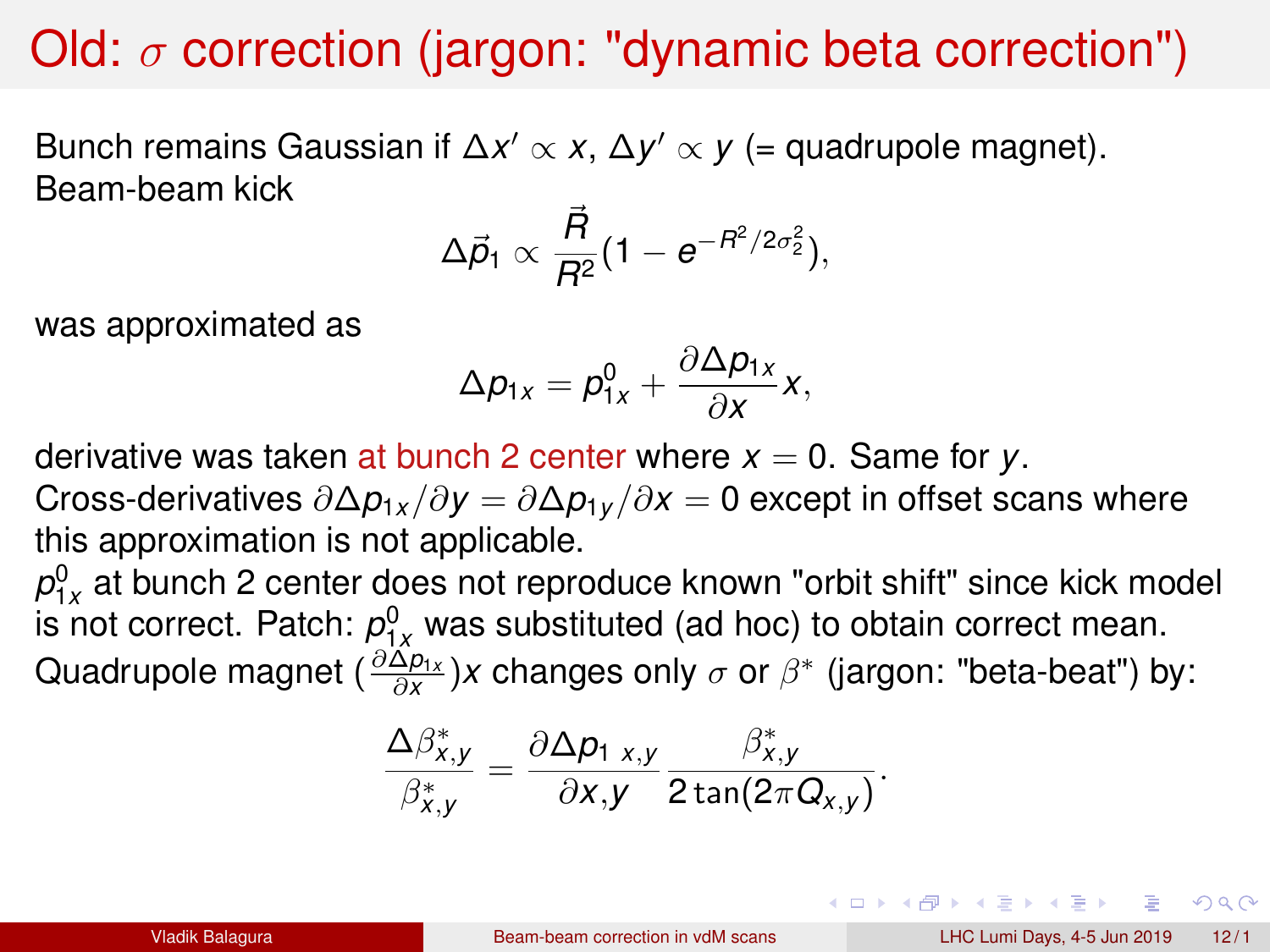# Old: $\sigma$ correction (jargon: "dynamic beta correction")

Bunch remains Gaussian if $\Delta x' \propto x$, $\Delta y' \propto y$ (= quadrupole magnet).
Beam-beam kick

$$\Delta \vec{p}_1 \propto \frac{\vec{R}}{R^2}(1 - e^{-R^2/2\sigma_2^2}),$$

was approximated as

$$\Delta p_{1x} = p_{1x}^0 + \frac{\partial \Delta p_{1x}}{\partial x} x,$$

derivative was taken at bunch 2 center where $x = 0$. Same for $y$.
Cross-derivatives $\partial \Delta p_{1x}/\partial y = \partial \Delta p_{1y}/\partial x = 0$ except in offset scans where this approximation is not applicable.
$p_{1x}^0$ at bunch 2 center does not reproduce known "orbit shift" since kick model is not correct. Patch: $p_{1x}^0$ was substituted (ad hoc) to obtain correct mean.
Quadrupole magnet $(\frac{\partial \Delta p_{1x}}{\partial x})x$ changes only $\sigma$ or $\beta^*$ (jargon: "beta-beat") by:

$$\frac{\Delta \beta^*_{x,y}}{\beta^*_{x,y}} = \frac{\partial \Delta p_{1\ x,y}}{\partial x,y} \frac{\beta^*_{x,y}}{2 \tan(2\pi Q_{x,y})}.$$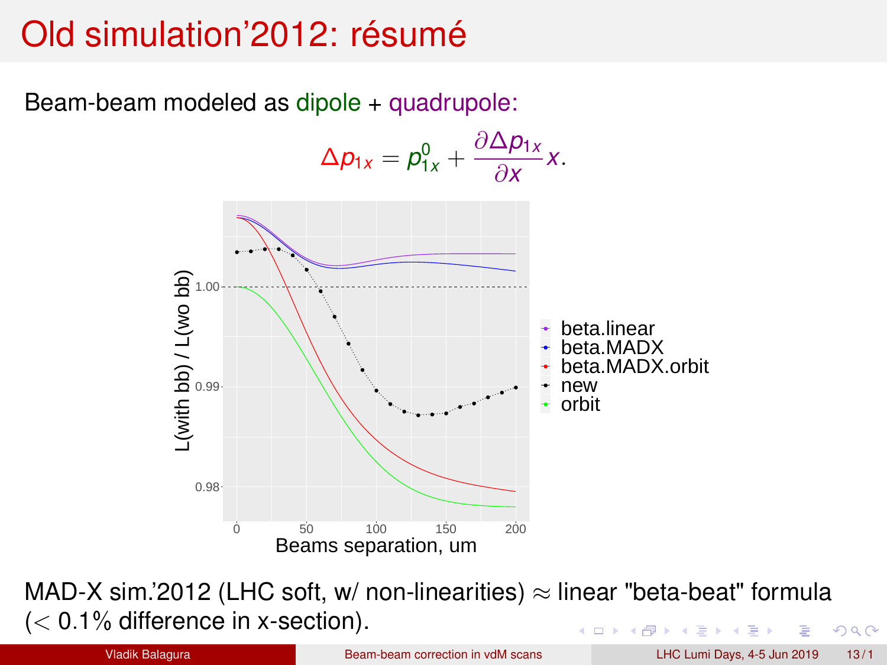# Old simulation'2012: résumé

Beam-beam modeled as dipole + quadrupole:

$$\Delta p_{1x} = p_{1x}^0 + \frac{\partial \Delta p_{1x}}{\partial x} x.$$

MAD-X sim.'2012 (LHC soft, w/ non-linearities) $\approx$ linear "beta-beat" formula ($< 0.1\%$ difference in x-section).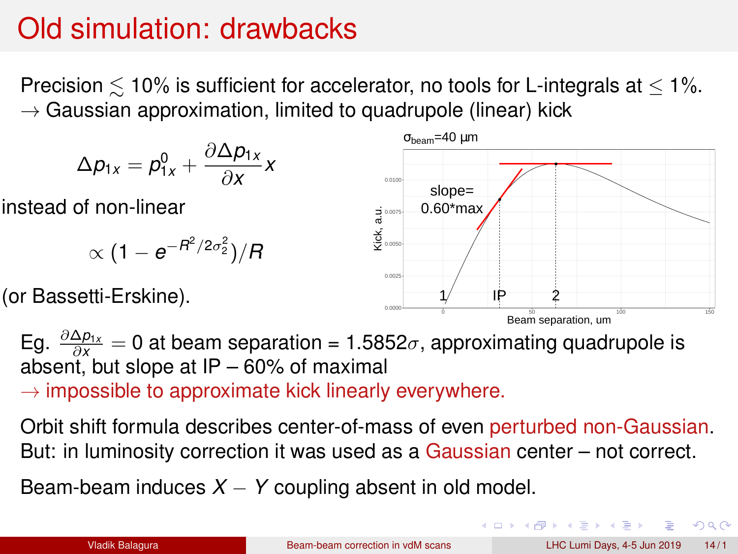# Old simulation: drawbacks

Precision $\lesssim 10\%$ is sufficient for accelerator, no tools for L-integrals at $\leq 1\%$.
$\rightarrow$ Gaussian approximation, limited to quadrupole (linear) kick

$$\Delta p_{1x} = p_{1x}^0 + \frac{\partial \Delta p_{1x}}{\partial x} x$$

instead of non-linear

$$\propto (1 - e^{-R^2/2\sigma_2^2})/R$$

(or Bassetti-Erskine).

Eg. $\frac{\partial \Delta p_{1x}}{\partial x} = 0$ at beam separation = $1.5852\sigma$, approximating quadrupole is absent, but slope at IP – 60% of maximal
$\rightarrow$ impossible to approximate kick linearly everywhere.

Orbit shift formula describes center-of-mass of even perturbed non-Gaussian.
But: in luminosity correction it was used as a Gaussian center – not correct.

Beam-beam induces $X - Y$ coupling absent in old model.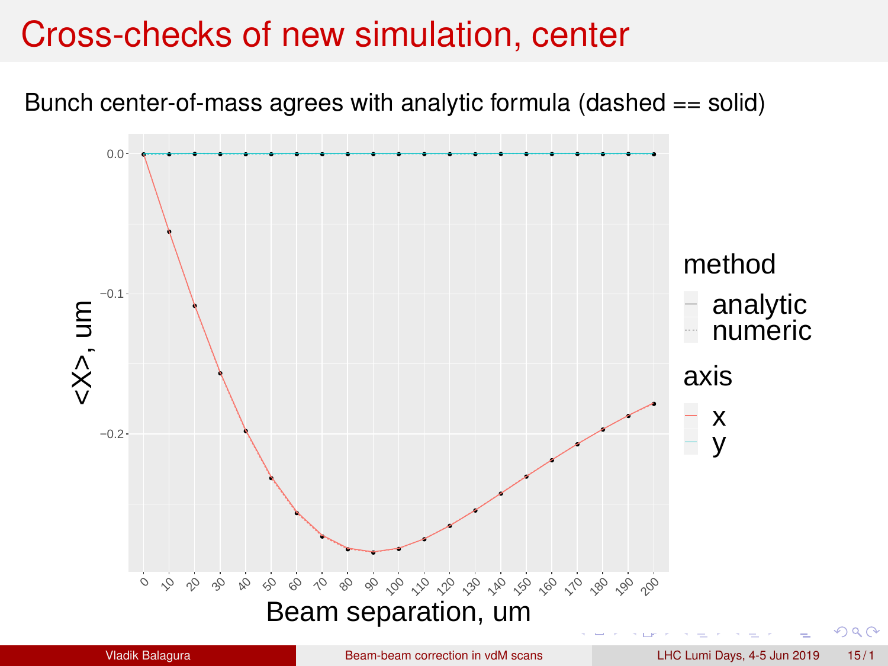# Cross-checks of new simulation, center

Bunch center-of-mass agrees with analytic formula (dashed == solid)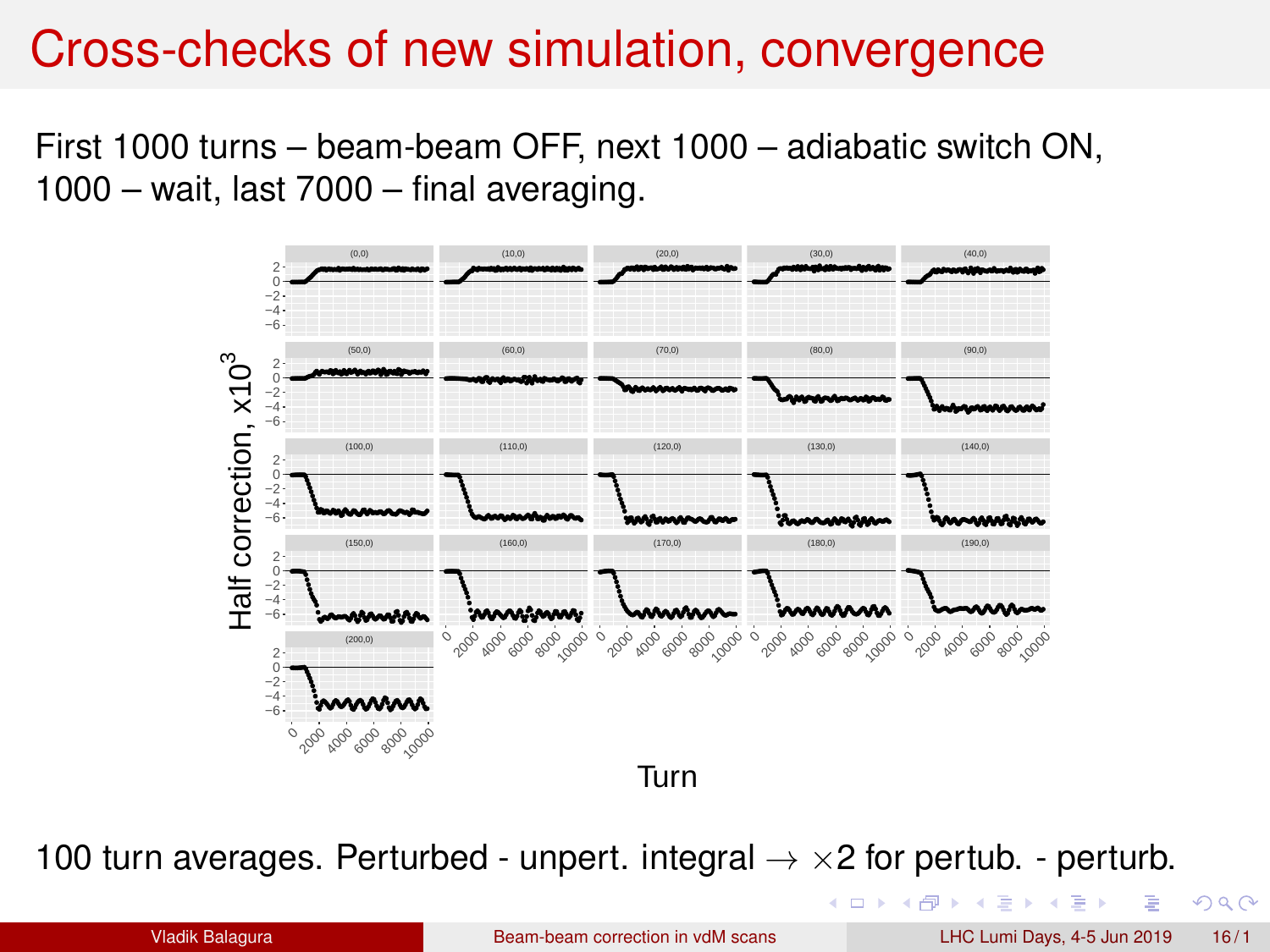# Cross-checks of new simulation, convergence

First 1000 turns – beam-beam OFF, next 1000 – adiabatic switch ON, 1000 – wait, last 7000 – final averaging.

100 turn averages. Perturbed - unpert. integral $\rightarrow \times 2$ for pertub. - perturb.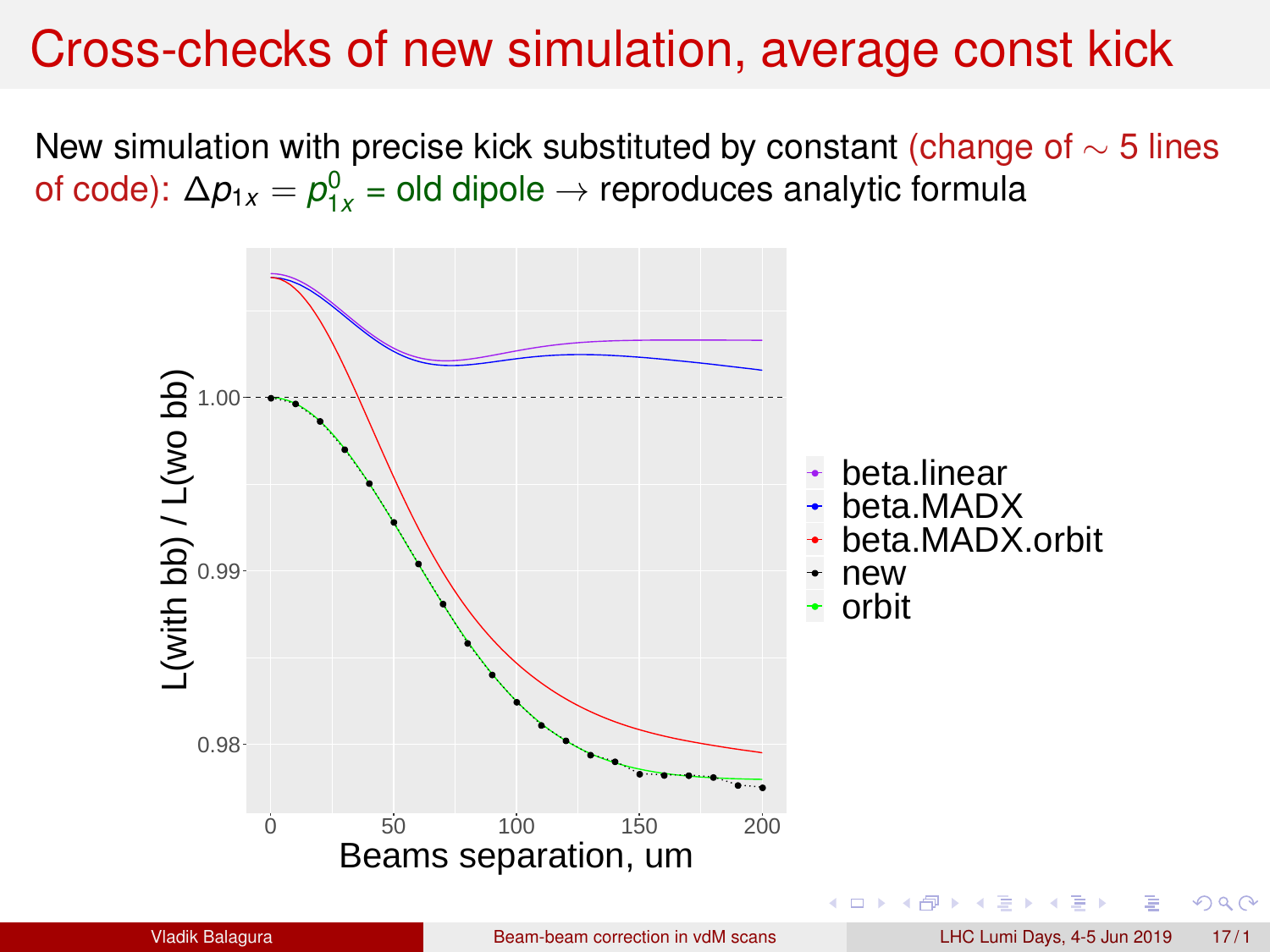# Cross-checks of new simulation, average const kick

New simulation with precise kick substituted by constant (change of $\sim$ 5 lines of code): $\Delta p_{1x} = p^0_{1x}$ = old dipole $\rightarrow$ reproduces analytic formula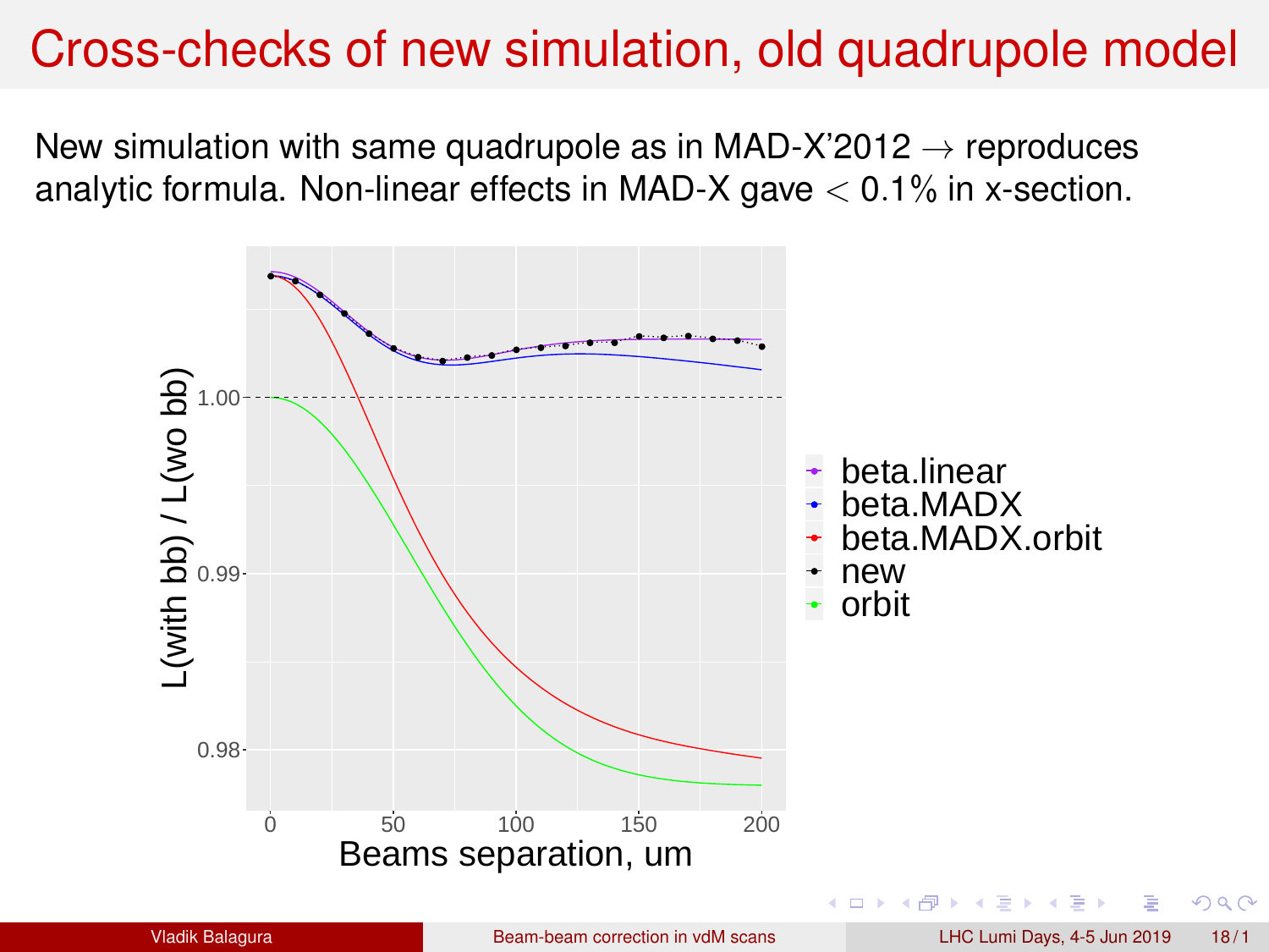# Cross-checks of new simulation, old quadrupole model

New simulation with same quadrupole as in MAD-X'2012 $\rightarrow$ reproduces analytic formula. Non-linear effects in MAD-X gave $< 0.1\%$ in x-section.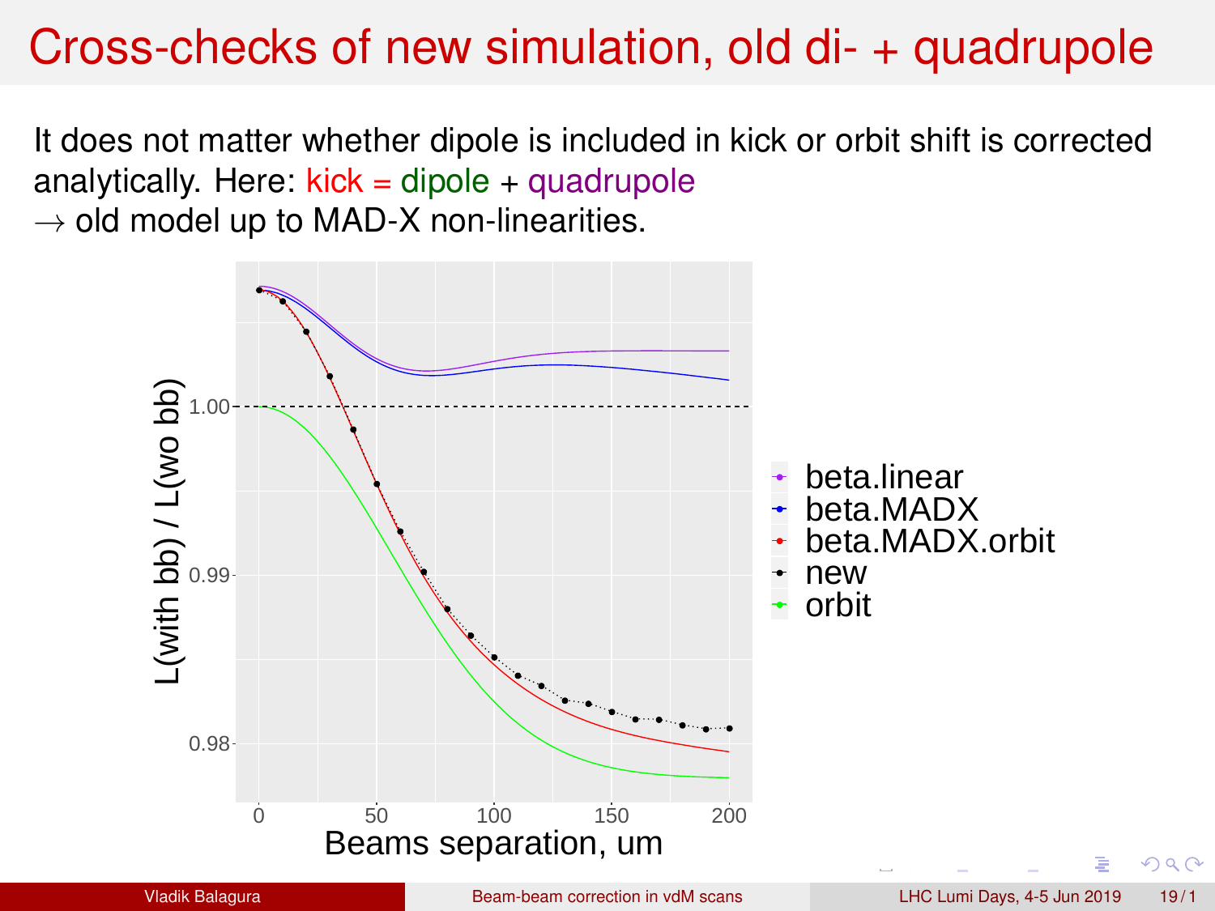# Cross-checks of new simulation, old di- + quadrupole

It does not matter whether dipole is included in kick or orbit shift is corrected analytically. Here: kick = dipole + quadrupole

$\rightarrow$ old model up to MAD-X non-linearities.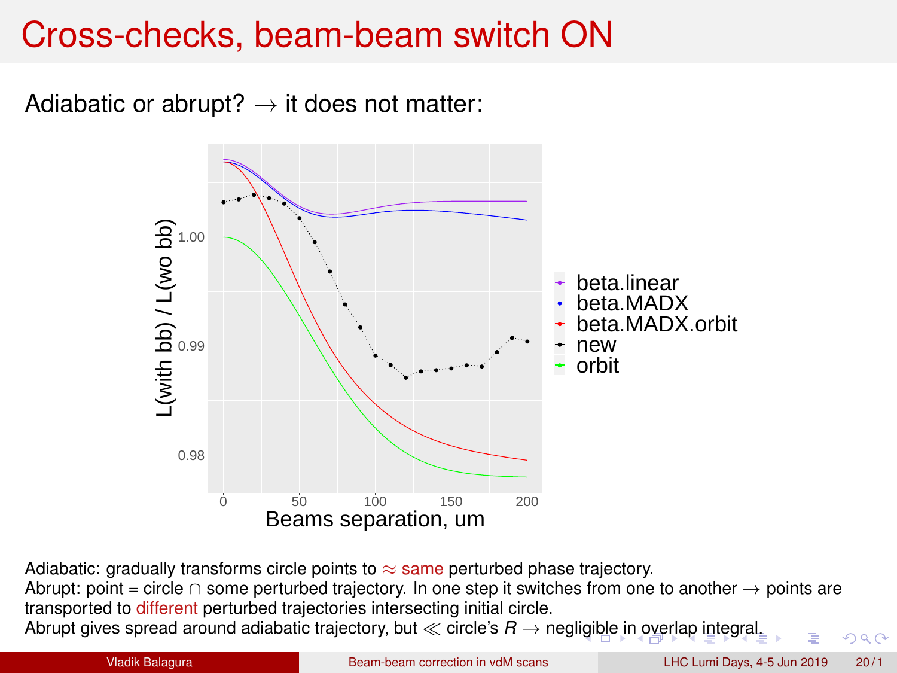# Cross-checks, beam-beam switch ON

Adiabatic or abrupt? $\rightarrow$ it does not matter:

Adiabatic: gradually transforms circle points to $\approx$ same perturbed phase trajectory.
Abrupt: point = circle $\cap$ some perturbed trajectory. In one step it switches from one to another $\rightarrow$ points are transported to different perturbed trajectories intersecting initial circle.
Abrupt gives spread around adiabatic trajectory, but $\ll$ circle's $R$ $\rightarrow$ negligible in overlap integral.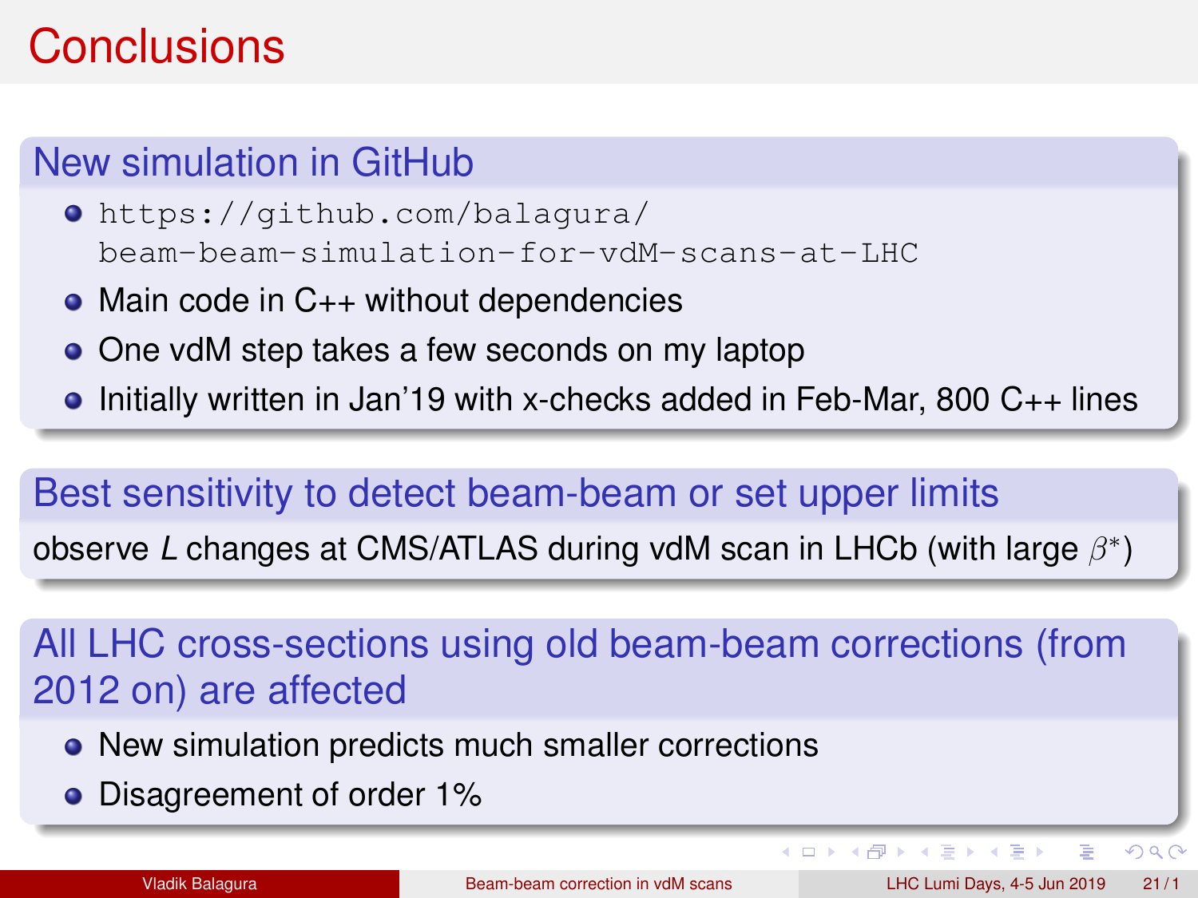# Conclusions

## New simulation in GitHub

- https://github.com/balagura/beam-beam-simulation-for-vdM-scans-at-LHC
- Main code in C++ without dependencies
- One vdM step takes a few seconds on my laptop
- Initially written in Jan'19 with x-checks added in Feb-Mar, 800 C++ lines

## Best sensitivity to detect beam-beam or set upper limits

observe $L$ changes at CMS/ATLAS during vdM scan in LHCb (with large $\beta^*$)

## All LHC cross-sections using old beam-beam corrections (from 2012 on) are affected

- New simulation predicts much smaller corrections
- Disagreement of order 1%